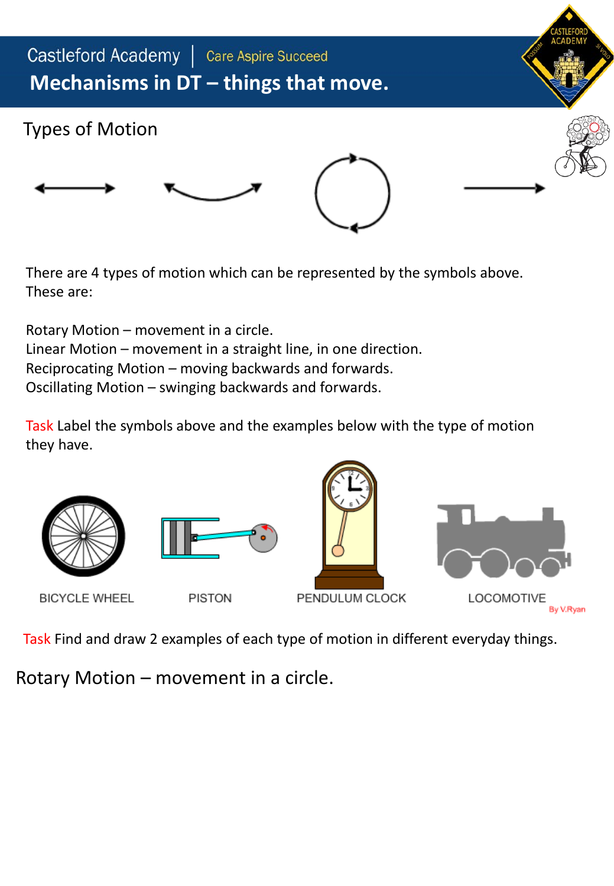Castleford Academy | Care Aspire Succeed

# Mechanisms in DT – things that move.

## Types of Motion

There are 4 types of motion which can be represented by the symbols above.
These are:

Rotary Motion – movement in a circle.
Linear Motion – movement in a straight line, in one direction.
Reciprocating Motion – moving backwards and forwards.
Oscillating Motion – swinging backwards and forwards.

Task Label the symbols above and the examples below with the type of motion they have.

BICYCLE WHEEL | PISTON | PENDULUM CLOCK | LOCOMOTIVE

By V.Ryan

Task Find and draw 2 examples of each type of motion in different everyday things.

## Rotary Motion – movement in a circle.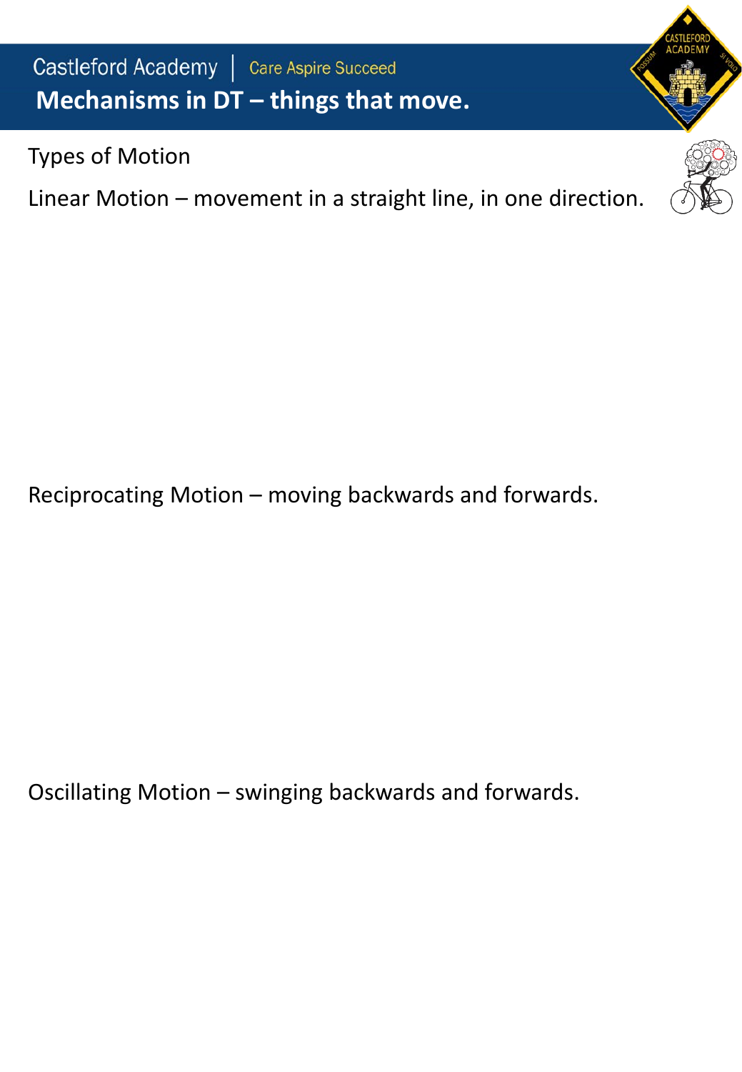Castleford Academy | Care Aspire Succeed

# Mechanisms in DT – things that move.

## Types of Motion

Linear Motion – movement in a straight line, in one direction.

Reciprocating Motion – moving backwards and forwards.

Oscillating Motion – swinging backwards and forwards.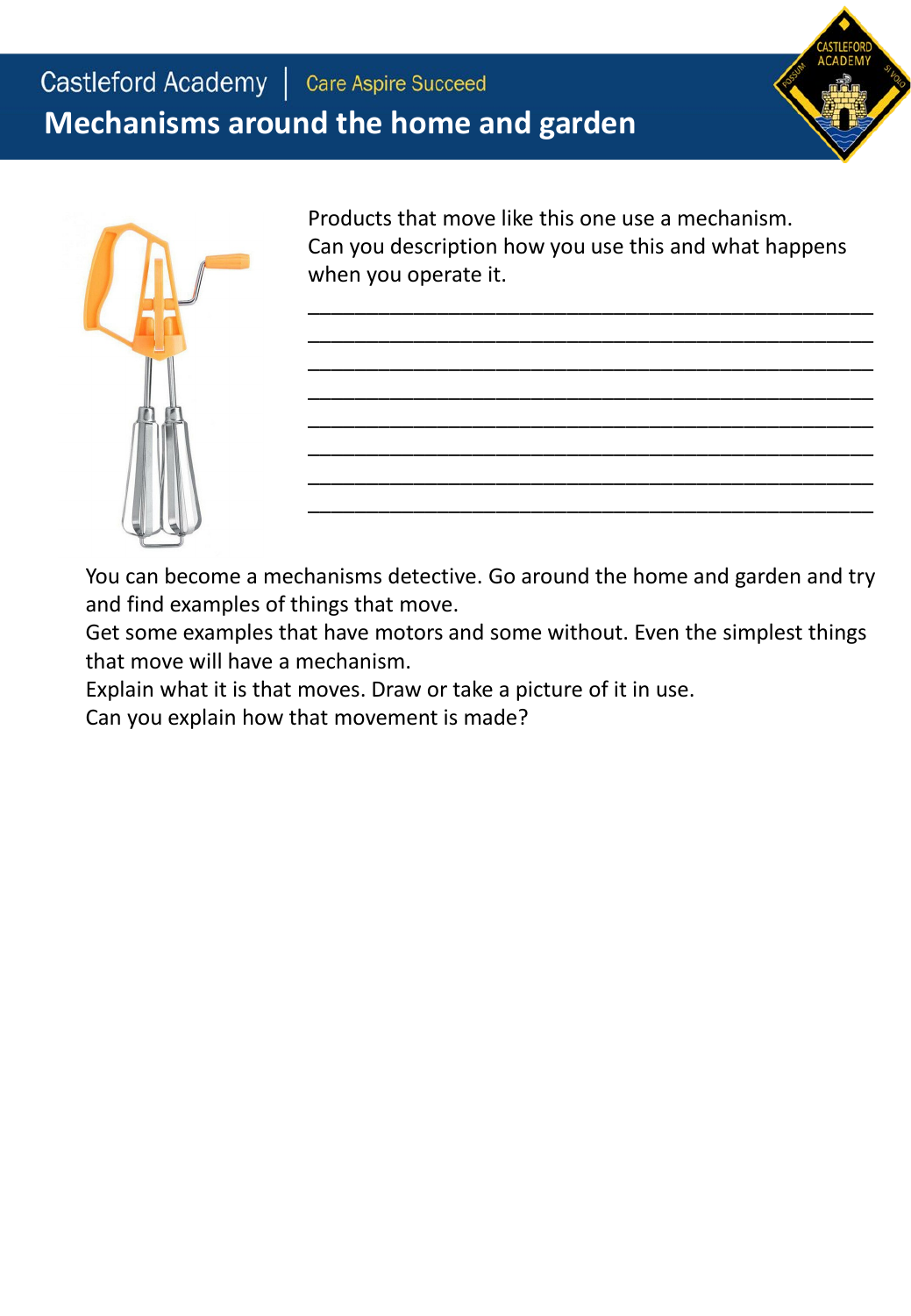Castleford Academy | Care Aspire Succeed

# Mechanisms around the home and garden

Products that move like this one use a mechanism.
Can you description how you use this and what happens when you operate it.

_______________________________________________

_______________________________________________

_______________________________________________

_______________________________________________

_______________________________________________

_______________________________________________

_______________________________________________

_______________________________________________

You can become a mechanisms detective. Go around the home and garden and try and find examples of things that move.
Get some examples that have motors and some without. Even the simplest things that move will have a mechanism.
Explain what it is that moves. Draw or take a picture of it in use.
Can you explain how that movement is made?